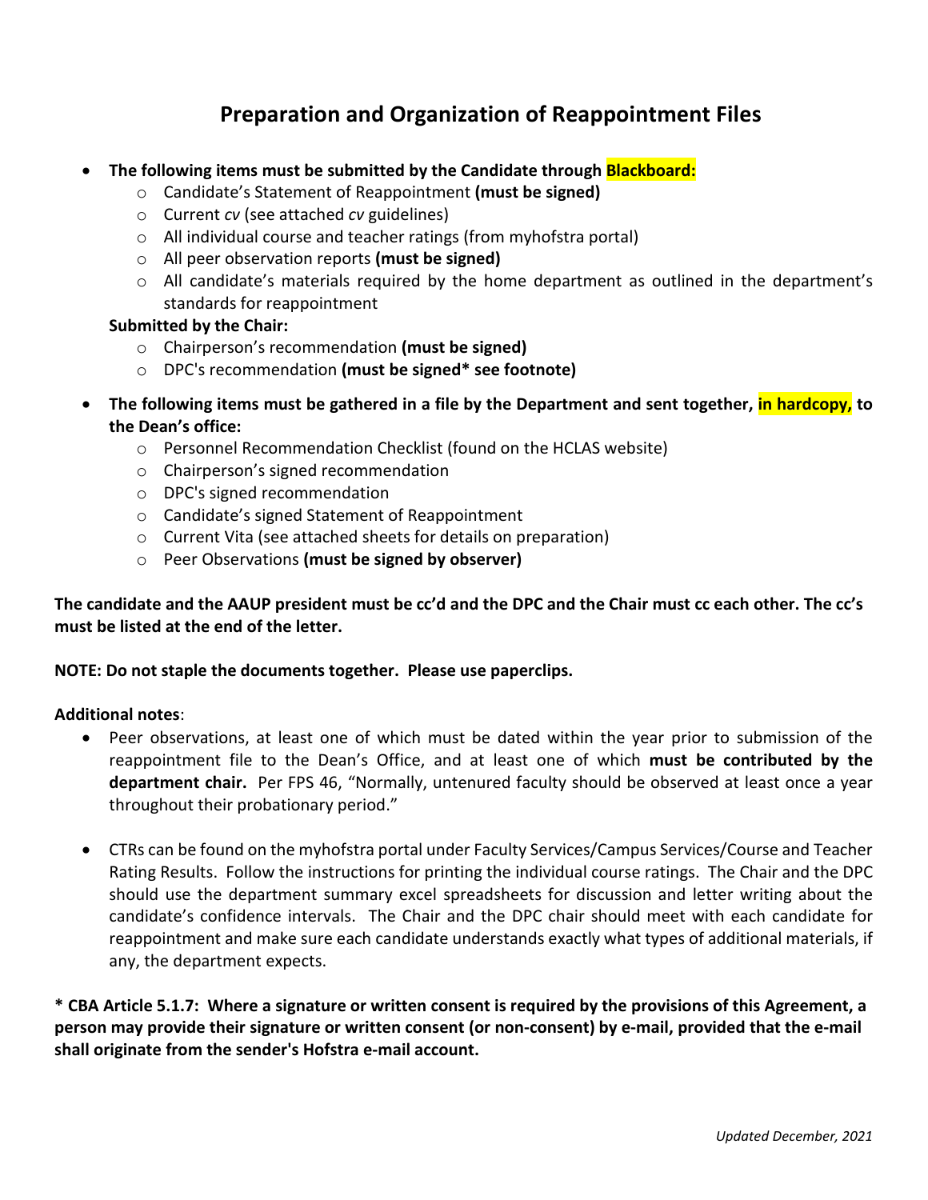# Preparation and Organization of Reappointment Files

- **The following items must be submitted by the Candidate through Blackboard:**
  - Candidate's Statement of Reappointment **(must be signed)**
  - Current *cv* (see attached *cv* guidelines)
  - All individual course and teacher ratings (from myhofstra portal)
  - All peer observation reports **(must be signed)**
  - All candidate's materials required by the home department as outlined in the department's standards for reappointment

  **Submitted by the Chair:**
  - Chairperson's recommendation **(must be signed)**
  - DPC's recommendation **(must be signed* see footnote)**

- **The following items must be gathered in a file by the Department and sent together, in hardcopy, to the Dean's office:**
  - Personnel Recommendation Checklist (found on the HCLAS website)
  - Chairperson's signed recommendation
  - DPC's signed recommendation
  - Candidate's signed Statement of Reappointment
  - Current Vita (see attached sheets for details on preparation)
  - Peer Observations **(must be signed by observer)**

**The candidate and the AAUP president must be cc'd and the DPC and the Chair must cc each other. The cc's must be listed at the end of the letter.**

**NOTE: Do not staple the documents together. Please use paperclips.**

**Additional notes**:

- Peer observations, at least one of which must be dated within the year prior to submission of the reappointment file to the Dean's Office, and at least one of which **must be contributed by the department chair.** Per FPS 46, "Normally, untenured faculty should be observed at least once a year throughout their probationary period."

- CTRs can be found on the myhofstra portal under Faculty Services/Campus Services/Course and Teacher Rating Results. Follow the instructions for printing the individual course ratings. The Chair and the DPC should use the department summary excel spreadsheets for discussion and letter writing about the candidate's confidence intervals. The Chair and the DPC chair should meet with each candidate for reappointment and make sure each candidate understands exactly what types of additional materials, if any, the department expects.

**\* CBA Article 5.1.7: Where a signature or written consent is required by the provisions of this Agreement, a person may provide their signature or written consent (or non-consent) by e-mail, provided that the e-mail shall originate from the sender's Hofstra e-mail account.**

*Updated December, 2021*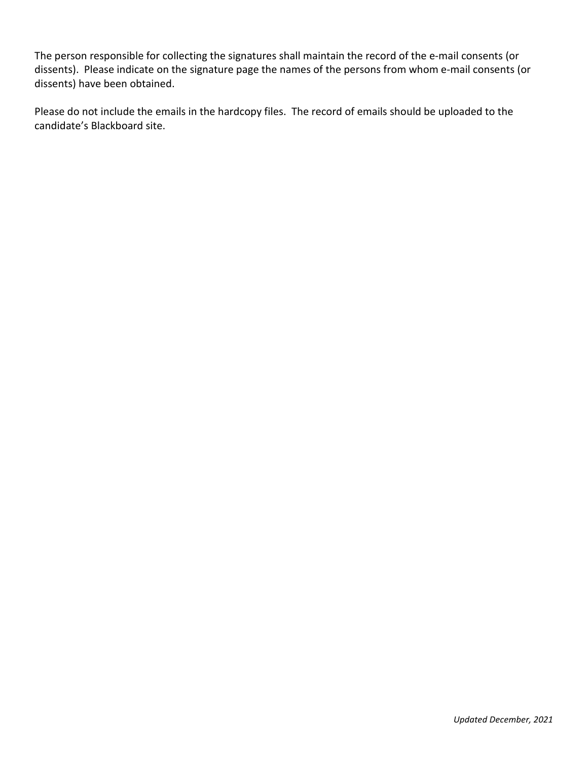The person responsible for collecting the signatures shall maintain the record of the e-mail consents (or dissents). Please indicate on the signature page the names of the persons from whom e-mail consents (or dissents) have been obtained.

Please do not include the emails in the hardcopy files. The record of emails should be uploaded to the candidate's Blackboard site.

*Updated December, 2021*